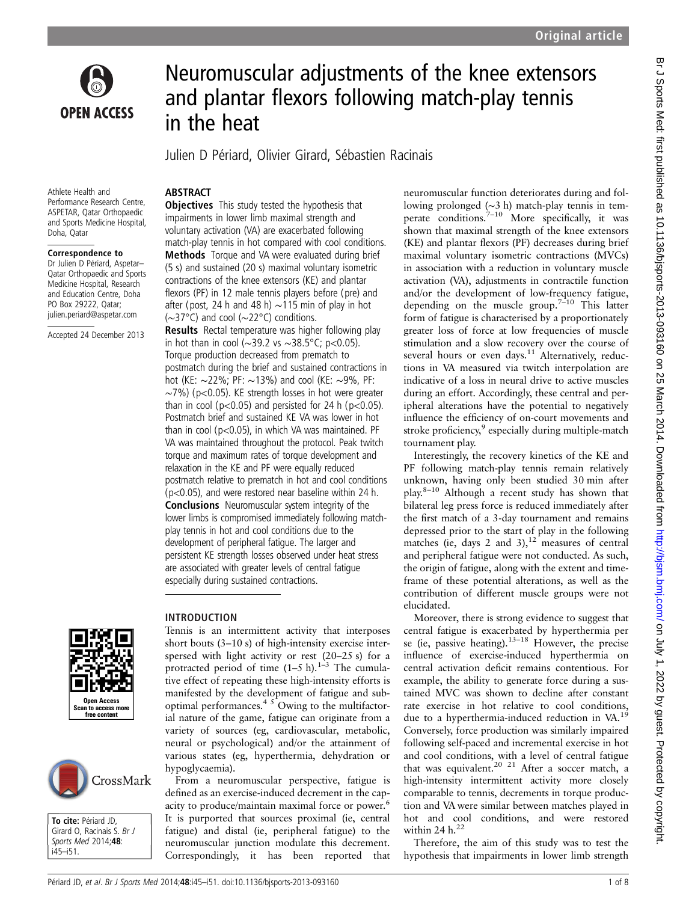# Neuromuscular adjustments of the knee extensors and plantar flexors following match-play tennis in the heat

Julien D Périard, Olivier Girard, Sébastien Racinais

Athlete Health and Performance Research Centre, ASPETAR, Qatar Orthopaedic and Sports Medicine Hospital, Doha, Qatar

**Correspondence to**
Dr Julien D Périard, Aspetar–Qatar Orthopaedic and Sports Medicine Hospital, Research and Education Centre, Doha PO Box 29222, Qatar; julien.periard@aspetar.com

Accepted 24 December 2013

**To cite:** Périard JD, Girard O, Racinais S. *Br J Sports Med* 2014;**48**:i45–i51.

## ABSTRACT

**Objectives** This study tested the hypothesis that impairments in lower limb maximal strength and voluntary activation (VA) are exacerbated following match-play tennis in hot compared with cool conditions.

**Methods** Torque and VA were evaluated during brief (5 s) and sustained (20 s) maximal voluntary isometric contractions of the knee extensors (KE) and plantar flexors (PF) in 12 male tennis players before (pre) and after (post, 24 h and 48 h) ∼115 min of play in hot (∼37°C) and cool (∼22°C) conditions.

**Results** Rectal temperature was higher following play in hot than in cool (∼39.2 vs ∼38.5°C; $p<0.05$). Torque production decreased from prematch to postmatch during the brief and sustained contractions in hot (KE: ∼22%; PF: ∼13%) and cool (KE: ∼9%, PF: ∼7%) ($p<0.05$). KE strength losses in hot were greater than in cool ($p<0.05$) and persisted for 24 h ($p<0.05$). Postmatch brief and sustained KE VA was lower in hot than in cool ($p<0.05$), in which VA was maintained. PF VA was maintained throughout the protocol. Peak twitch torque and maximum rates of torque development and relaxation in the KE and PF were equally reduced postmatch relative to prematch in hot and cool conditions ($p<0.05$), and were restored near baseline within 24 h.

**Conclusions** Neuromuscular system integrity of the lower limbs is compromised immediately following match-play tennis in hot and cool conditions due to the development of peripheral fatigue. The larger and persistent KE strength losses observed under heat stress are associated with greater levels of central fatigue especially during sustained contractions.

## INTRODUCTION

Tennis is an intermittent activity that interposes short bouts (3–10 s) of high-intensity exercise interspersed with light activity or rest (20–25 s) for a protracted period of time (1–5 h).[1–3] The cumulative effect of repeating these high-intensity efforts is manifested by the development of fatigue and suboptimal performances.[4,5] Owing to the multifactorial nature of the game, fatigue can originate from a variety of sources (eg, cardiovascular, metabolic, neural or psychological) and/or the attainment of various states (eg, hyperthermia, dehydration or hypoglycaemia).

From a neuromuscular perspective, fatigue is defined as an exercise-induced decrement in the capacity to produce/maintain maximal force or power.[6] It is purported that sources proximal (ie, central fatigue) and distal (ie, peripheral fatigue) to the neuromuscular junction modulate this decrement. Correspondingly, it has been reported that neuromuscular function deteriorates during and following prolonged (∼3 h) match-play tennis in temperate conditions.[7–10] More specifically, it was shown that maximal strength of the knee extensors (KE) and plantar flexors (PF) decreases during brief maximal voluntary isometric contractions (MVCs) in association with a reduction in voluntary muscle activation (VA), adjustments in contractile function and/or the development of low-frequency fatigue, depending on the muscle group.[7–10] This latter form of fatigue is characterised by a proportionately greater loss of force at low frequencies of muscle stimulation and a slow recovery over the course of several hours or even days.[11] Alternatively, reductions in VA measured via twitch interpolation are indicative of a loss in neural drive to active muscles during an effort. Accordingly, these central and peripheral alterations have the potential to negatively influence the efficiency of on-court movements and stroke proficiency,[9] especially during multiple-match tournament play.

Interestingly, the recovery kinetics of the KE and PF following match-play tennis remain relatively unknown, having only been studied 30 min after play.[8–10] Although a recent study has shown that bilateral leg press force is reduced immediately after the first match of a 3-day tournament and remains depressed prior to the start of play in the following matches (ie, days 2 and 3),[12] measures of central and peripheral fatigue were not conducted. As such, the origin of fatigue, along with the extent and timeframe of these potential alterations, as well as the contribution of different muscle groups were not elucidated.

Moreover, there is strong evidence to suggest that central fatigue is exacerbated by hyperthermia per se (ie, passive heating).[13–18] However, the precise influence of exercise-induced hyperthermia on central activation deficit remains contentious. For example, the ability to generate force during a sustained MVC was shown to decline after constant rate exercise in hot relative to cool conditions, due to a hyperthermia-induced reduction in VA.[19] Conversely, force production was similarly impaired following self-paced and incremental exercise in hot and cool conditions, with a level of central fatigue that was equivalent.[20,21] After a soccer match, a high-intensity intermittent activity more closely comparable to tennis, decrements in torque production and VA were similar between matches played in hot and cool conditions, and were restored within 24 h.[22]

Therefore, the aim of this study was to test the hypothesis that impairments in lower limb strength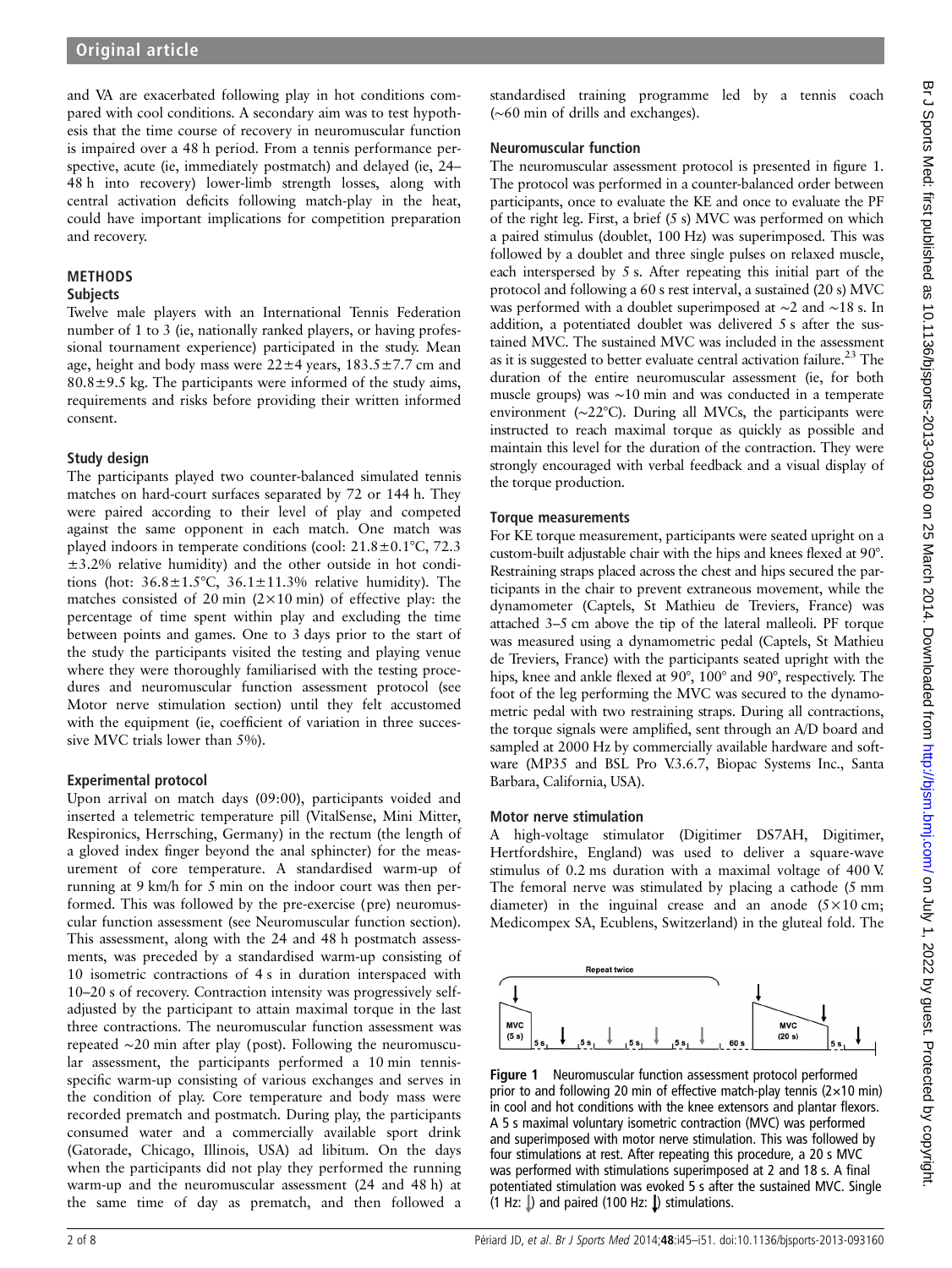and VA are exacerbated following play in hot conditions compared with cool conditions. A secondary aim was to test hypothesis that the time course of recovery in neuromuscular function is impaired over a 48 h period. From a tennis performance perspective, acute (ie, immediately postmatch) and delayed (ie, 24–48 h into recovery) lower-limb strength losses, along with central activation deficits following match-play in the heat, could have important implications for competition preparation and recovery.

## METHODS

### Subjects

Twelve male players with an International Tennis Federation number of 1 to 3 (ie, nationally ranked players, or having professional tournament experience) participated in the study. Mean age, height and body mass were 22±4 years, 183.5±7.7 cm and 80.8±9.5 kg. The participants were informed of the study aims, requirements and risks before providing their written informed consent.

### Study design

The participants played two counter-balanced simulated tennis matches on hard-court surfaces separated by 72 or 144 h. They were paired according to their level of play and competed against the same opponent in each match. One match was played indoors in temperate conditions (cool: 21.8±0.1°C, 72.3±3.2% relative humidity) and the other outside in hot conditions (hot: 36.8±1.5°C, 36.1±11.3% relative humidity). The matches consisted of 20 min (2×10 min) of effective play: the percentage of time spent within play and excluding the time between points and games. One to 3 days prior to the start of the study the participants visited the testing and playing venue where they were thoroughly familiarised with the testing procedures and neuromuscular function assessment protocol (see Motor nerve stimulation section) until they felt accustomed with the equipment (ie, coefficient of variation in three successive MVC trials lower than 5%).

### Experimental protocol

Upon arrival on match days (09:00), participants voided and inserted a telemetric temperature pill (VitalSense, Mini Mitter, Respironics, Herrsching, Germany) in the rectum (the length of a gloved index finger beyond the anal sphincter) for the measurement of core temperature. A standardised warm-up of running at 9 km/h for 5 min on the indoor court was then performed. This was followed by the pre-exercise (pre) neuromuscular function assessment (see Neuromuscular function section). This assessment, along with the 24 and 48 h postmatch assessments, was preceded by a standardised warm-up consisting of 10 isometric contractions of 4 s in duration interspaced with 10–20 s of recovery. Contraction intensity was progressively self-adjusted by the participant to attain maximal torque in the last three contractions. The neuromuscular function assessment was repeated ∼20 min after play (post). Following the neuromuscular assessment, the participants performed a 10 min tennis-specific warm-up consisting of various exchanges and serves in the condition of play. Core temperature and body mass were recorded prematch and postmatch. During play, the participants consumed water and a commercially available sport drink (Gatorade, Chicago, Illinois, USA) ad libitum. On the days when the participants did not play they performed the running warm-up and the neuromuscular assessment (24 and 48 h) at the same time of day as prematch, and then followed a standardised training programme led by a tennis coach (∼60 min of drills and exchanges).

### Neuromuscular function

The neuromuscular assessment protocol is presented in figure 1. The protocol was performed in a counter-balanced order between participants, once to evaluate the KE and once to evaluate the PF of the right leg. First, a brief (5 s) MVC was performed on which a paired stimulus (doublet, 100 Hz) was superimposed. This was followed by a doublet and three single pulses on relaxed muscle, each interspersed by 5 s. After repeating this initial part of the protocol and following a 60 s rest interval, a sustained (20 s) MVC was performed with a doublet superimposed at ∼2 and ∼18 s. In addition, a potentiated doublet was delivered 5 s after the sustained MVC. The sustained MVC was included in the assessment as it is suggested to better evaluate central activation failure.[23] The duration of the entire neuromuscular assessment (ie, for both muscle groups) was ∼10 min and was conducted in a temperate environment (∼22°C). During all MVCs, the participants were instructed to reach maximal torque as quickly as possible and maintain this level for the duration of the contraction. They were strongly encouraged with verbal feedback and a visual display of the torque production.

### Torque measurements

For KE torque measurement, participants were seated upright on a custom-built adjustable chair with the hips and knees flexed at 90°. Restraining straps placed across the chest and hips secured the participants in the chair to prevent extraneous movement, while the dynamometer (Captels, St Mathieu de Treviers, France) was attached 3–5 cm above the tip of the lateral malleoli. PF torque was measured using a dynamometric pedal (Captels, St Mathieu de Treviers, France) with the participants seated upright with the hips, knee and ankle flexed at 90°, 100° and 90°, respectively. The foot of the leg performing the MVC was secured to the dynamometric pedal with two restraining straps. During all contractions, the torque signals were amplified, sent through an A/D board and sampled at 2000 Hz by commercially available hardware and software (MP35 and BSL Pro V.3.6.7, Biopac Systems Inc., Santa Barbara, California, USA).

### Motor nerve stimulation

A high-voltage stimulator (Digitimer DS7AH, Digitimer, Hertfordshire, England) was used to deliver a square-wave stimulus of 0.2 ms duration with a maximal voltage of 400 V. The femoral nerve was stimulated by placing a cathode (5 mm diameter) in the inguinal crease and an anode (5×10 cm; Medicompex SA, Ecublens, Switzerland) in the gluteal fold. The

**Figure 1** Neuromuscular function assessment protocol performed prior to and following 20 min of effective match-play tennis (2×10 min) in cool and hot conditions with the knee extensors and plantar flexors. A 5 s maximal voluntary isometric contraction (MVC) was performed and superimposed with motor nerve stimulation. This was followed by four stimulations at rest. After repeating this procedure, a 20 s MVC was performed with stimulations superimposed at 2 and 18 s. A final potentiated stimulation was evoked 5 s after the sustained MVC. Single (1 Hz) and paired (100 Hz) stimulations.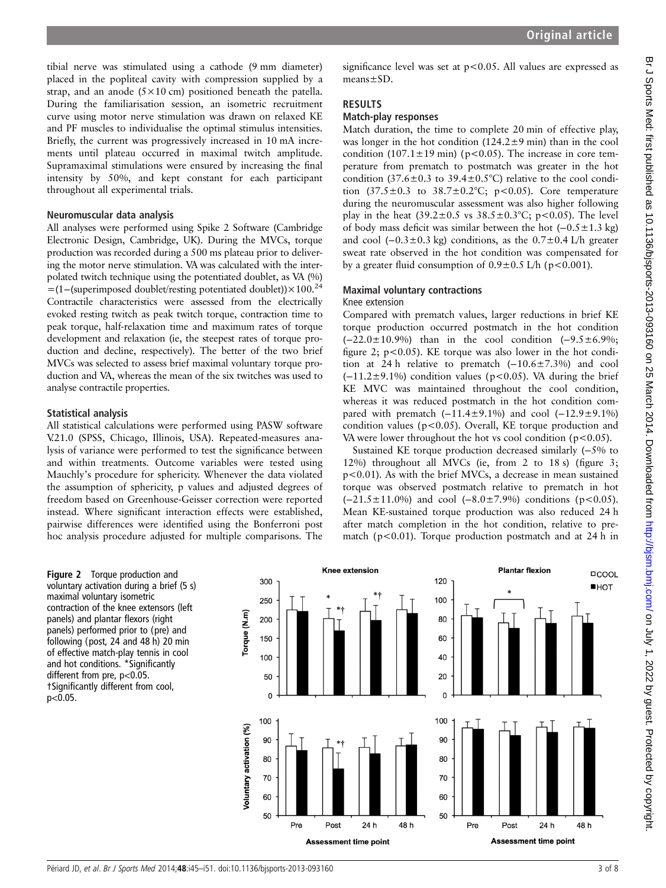tibial nerve was stimulated using a cathode (9 mm diameter) placed in the popliteal cavity with compression supplied by a strap, and an anode (5×10 cm) positioned beneath the patella. During the familiarisation session, an isometric recruitment curve using motor nerve stimulation was drawn on relaxed KE and PF muscles to individualise the optimal stimulus intensities. Briefly, the current was progressively increased in 10 mA increments until plateau occurred in maximal twitch amplitude. Supramaximal stimulations were ensured by increasing the final intensity by 50%, and kept constant for each participant throughout all experimental trials.

### Neuromuscular data analysis

All analyses were performed using Spike 2 Software (Cambridge Electronic Design, Cambridge, UK). During the MVCs, torque production was recorded during a 500 ms plateau prior to delivering the motor nerve stimulation. VA was calculated with the interpolated twitch technique using the potentiated doublet, as VA (%) =(1−(superimposed doublet/resting potentiated doublet))×100.[24] Contractile characteristics were assessed from the electrically evoked resting twitch as peak twitch torque, contraction time to peak torque, half-relaxation time and maximum rates of torque development and relaxation (ie, the steepest rates of torque production and decline, respectively). The better of the two brief MVCs was selected to assess brief maximal voluntary torque production and VA, whereas the mean of the six twitches was used to analyse contractile properties.

### Statistical analysis

All statistical calculations were performed using PASW software V.21.0 (SPSS, Chicago, Illinois, USA). Repeated-measures analysis of variance were performed to test the significance between and within treatments. Outcome variables were tested using Mauchly's procedure for sphericity. Whenever the data violated the assumption of sphericity, p values and adjusted degrees of freedom based on Greenhouse-Geisser correction were reported instead. Where significant interaction effects were established, pairwise differences were identified using the Bonferroni post hoc analysis procedure adjusted for multiple comparisons. The significance level was set at $p<0.05$. All values are expressed as means±SD.

## RESULTS

### Match-play responses

Match duration, the time to complete 20 min of effective play, was longer in the hot condition (124.2±9 min) than in the cool condition (107.1±19 min) ($p<0.05$). The increase in core temperature from prematch to postmatch was greater in the hot condition (37.6±0.3 to 39.4±0.5°C) relative to the cool condition (37.5±0.3 to 38.7±0.2°C; $p<0.05$). Core temperature during the neuromuscular assessment was also higher following play in the heat (39.2±0.5 vs 38.5±0.3°C; $p<0.05$). The level of body mass deficit was similar between the hot (−0.5±1.3 kg) and cool (−0.3±0.3 kg) conditions, as the 0.7±0.4 L/h greater sweat rate observed in the hot condition was compensated for by a greater fluid consumption of 0.9±0.5 L/h ($p<0.001$).

### Maximal voluntary contractions

#### Knee extension

Compared with prematch values, larger reductions in brief KE torque production occurred postmatch in the hot condition (−22.0±10.9%) than in the cool condition (−9.5±6.9%; figure 2; $p<0.05$). KE torque was also lower in the hot condition at 24 h relative to prematch (−10.6±7.3%) and cool (−11.2±9.1%) condition values ($p<0.05$). VA during the brief KE MVC was maintained throughout the cool condition, whereas it was reduced postmatch in the hot condition compared with prematch (−11.4±9.1%) and cool (−12.9±9.1%) condition values ($p<0.05$). Overall, KE torque production and VA were lower throughout the hot vs cool condition ($p<0.05$).

Sustained KE torque production decreased similarly (−5% to 12%) throughout all MVCs (ie, from 2 to 18 s) (figure 3; $p<0.01$). As with the brief MVCs, a decrease in mean sustained torque was observed postmatch relative to prematch in hot (−21.5±11.0%) and cool (−8.0±7.9%) conditions ($p<0.05$). Mean KE-sustained torque production was also reduced 24 h after match completion in the hot condition, relative to prematch ($p<0.01$). Torque production postmatch and at 24 h in

**Figure 2** Torque production and voluntary activation during a brief (5 s) maximal voluntary isometric contraction of the knee extensors (left panels) and plantar flexors (right panels) performed prior to (pre) and following (post, 24 and 48 h) 20 min of effective match-play tennis in cool and hot conditions. *Significantly different from pre, $p<0.05$. †Significantly different from cool, $p<0.05$.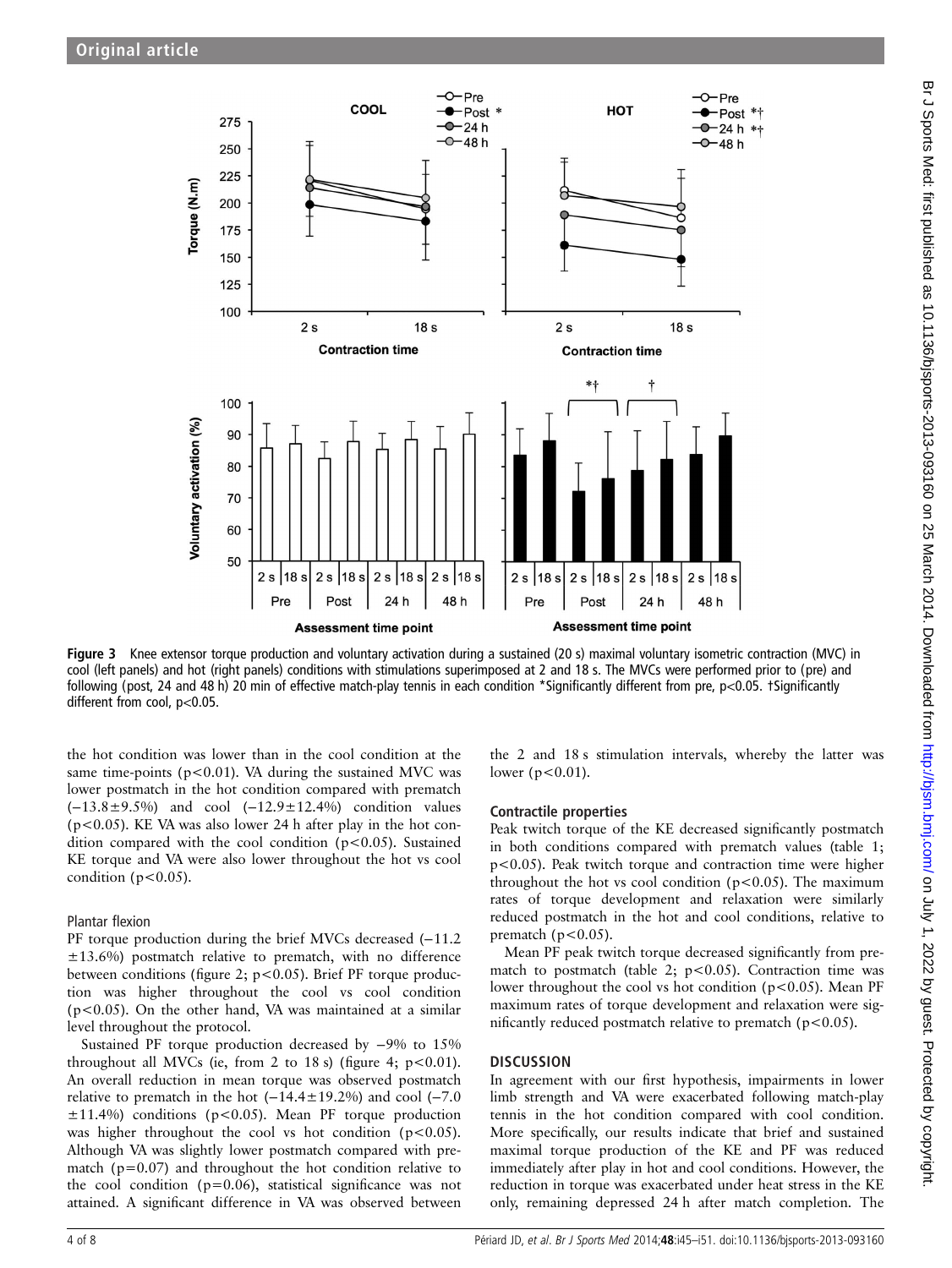Figure 3 Knee extensor torque production and voluntary activation during a sustained (20 s) maximal voluntary isometric contraction (MVC) in cool (left panels) and hot (right panels) conditions with stimulations superimposed at 2 and 18 s. The MVCs were performed prior to (pre) and following (post, 24 and 48 h) 20 min of effective match-play tennis in each condition \*Significantly different from pre, $p<0.05$. †Significantly different from cool, $p<0.05$.

the hot condition was lower than in the cool condition at the same time-points ($p<0.01$). VA during the sustained MVC was lower postmatch in the hot condition compared with prematch ($-13.8\pm9.5\%$) and cool ($-12.9\pm12.4\%$) condition values ($p<0.05$). KE VA was also lower 24 h after play in the hot condition compared with the cool condition ($p<0.05$). Sustained KE torque and VA were also lower throughout the hot vs cool condition ($p<0.05$).

### Plantar flexion

PF torque production during the brief MVCs decreased ($-11.2\pm13.6\%$) postmatch relative to prematch, with no difference between conditions (figure 2; $p<0.05$). Brief PF torque production was higher throughout the cool vs cool condition ($p<0.05$). On the other hand, VA was maintained at a similar level throughout the protocol.

Sustained PF torque production decreased by −9% to 15% throughout all MVCs (ie, from 2 to 18 s) (figure 4; $p<0.01$). An overall reduction in mean torque was observed postmatch relative to prematch in the hot ($-14.4\pm19.2\%$) and cool ($-7.0\pm11.4\%$) conditions ($p<0.05$). Mean PF torque production was higher throughout the cool vs hot condition ($p<0.05$). Although VA was slightly lower postmatch compared with prematch ($p=0.07$) and throughout the hot condition relative to the cool condition ($p=0.06$), statistical significance was not attained. A significant difference in VA was observed between the 2 and 18 s stimulation intervals, whereby the latter was lower ($p<0.01$).

### Contractile properties

Peak twitch torque of the KE decreased significantly postmatch in both conditions compared with prematch values (table 1; $p<0.05$). Peak twitch torque and contraction time were higher throughout the hot vs cool condition ($p<0.05$). The maximum rates of torque development and relaxation were similarly reduced postmatch in the hot and cool conditions, relative to prematch ($p<0.05$).

Mean PF peak twitch torque decreased significantly from prematch to postmatch (table 2; $p<0.05$). Contraction time was lower throughout the cool vs hot condition ($p<0.05$). Mean PF maximum rates of torque development and relaxation were significantly reduced postmatch relative to prematch ($p<0.05$).

## DISCUSSION

In agreement with our first hypothesis, impairments in lower limb strength and VA were exacerbated following match-play tennis in the hot condition compared with cool condition. More specifically, our results indicate that brief and sustained maximal torque production of the KE and PF was reduced immediately after play in hot and cool conditions. However, the reduction in torque was exacerbated under heat stress in the KE only, remaining depressed 24 h after match completion. The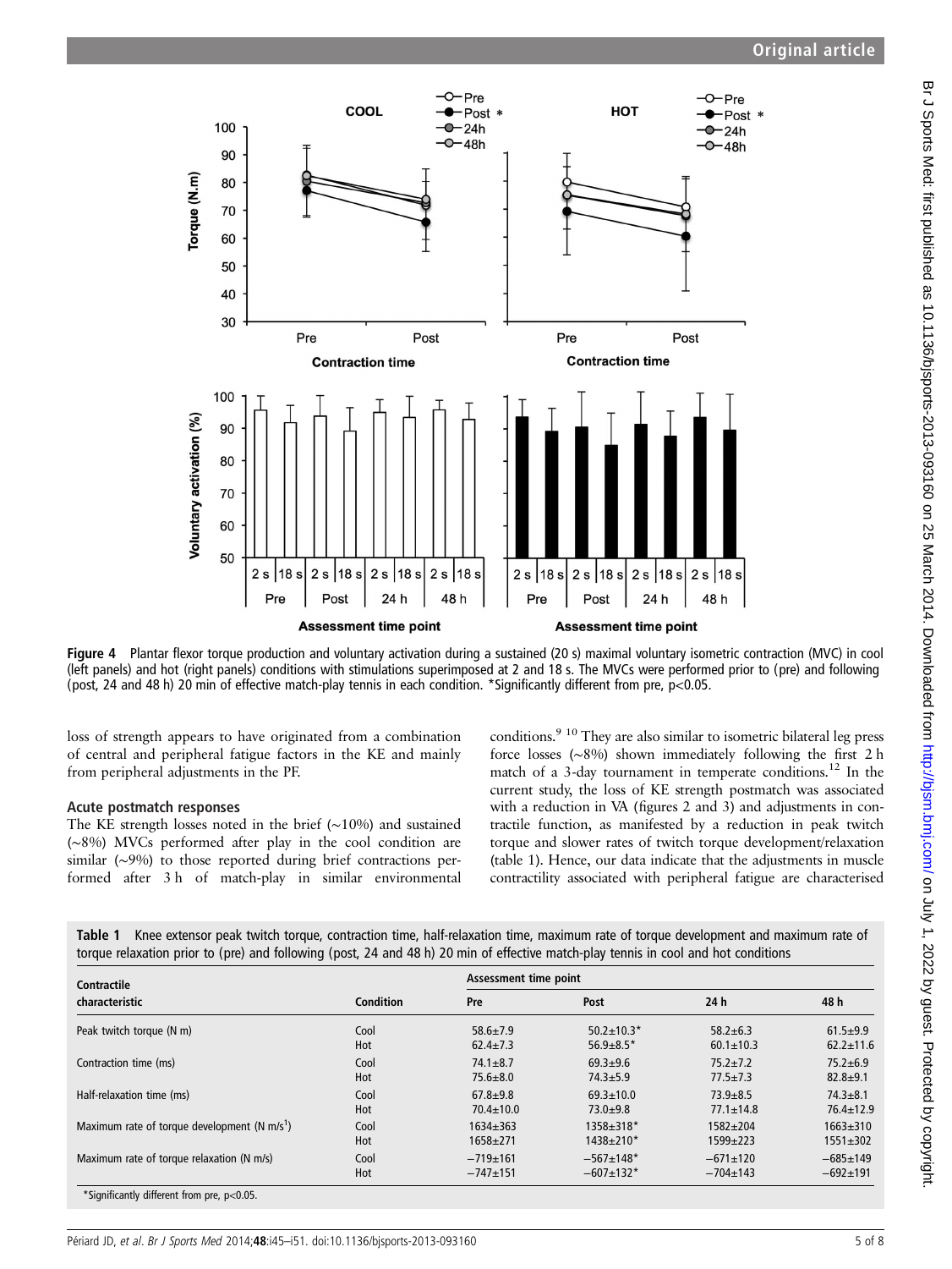Figure 4 Plantar flexor torque production and voluntary activation during a sustained (20 s) maximal voluntary isometric contraction (MVC) in cool (left panels) and hot (right panels) conditions with stimulations superimposed at 2 and 18 s. The MVCs were performed prior to (pre) and following (post, 24 and 48 h) 20 min of effective match-play tennis in each condition. *Significantly different from pre, p<0.05.

loss of strength appears to have originated from a combination of central and peripheral fatigue factors in the KE and mainly from peripheral adjustments in the PF.

### Acute postmatch responses

The KE strength losses noted in the brief (~10%) and sustained (~8%) MVCs performed after play in the cool condition are similar (~9%) to those reported during brief contractions performed after 3 h of match-play in similar environmental conditions.[9,10] They are also similar to isometric bilateral leg press force losses (~8%) shown immediately following the first 2 h match of a 3-day tournament in temperate conditions.[12] In the current study, the loss of KE strength postmatch was associated with a reduction in VA (figures 2 and 3) and adjustments in contractile function, as manifested by a reduction in peak twitch torque and slower rates of twitch torque development/relaxation (table 1). Hence, our data indicate that the adjustments in muscle contractility associated with peripheral fatigue are characterised

**Table 1** Knee extensor peak twitch torque, contraction time, half-relaxation time, maximum rate of torque development and maximum rate of torque relaxation prior to (pre) and following (post, 24 and 48 h) 20 min of effective match-play tennis in cool and hot conditions

| Contractile characteristic | Condition | Assessment time point | | | |
|---|---|---|---|---|---|
| | | Pre | Post | 24 h | 48 h |
| Peak twitch torque (N m) | Cool | 58.6±7.9 | 50.2±10.3* | 58.2±6.3 | 61.5±9.9 |
| | Hot | 62.4±7.3 | 56.9±8.5* | 60.1±10.3 | 62.2±11.6 |
| Contraction time (ms) | Cool | 74.1±8.7 | 69.3±9.6 | 75.2±7.2 | 75.2±6.9 |
| | Hot | 75.6±8.0 | 74.3±5.9 | 77.5±7.3 | 82.8±9.1 |
| Half-relaxation time (ms) | Cool | 67.8±9.8 | 69.3±10.0 | 73.9±8.5 | 74.3±8.1 |
| | Hot | 70.4±10.0 | 73.0±9.8 | 77.1±14.8 | 76.4±12.9 |
| Maximum rate of torque development (N m/s[1]) | Cool | 1634±363 | 1358±318* | 1582±204 | 1663±310 |
| | Hot | 1658±271 | 1438±210* | 1599±223 | 1551±302 |
| Maximum rate of torque relaxation (N m/s) | Cool | −719±161 | −567±148* | −671±120 | −685±149 |
| | Hot | −747±151 | −607±132* | −704±143 | −692±191 |

*Significantly different from pre, p<0.05.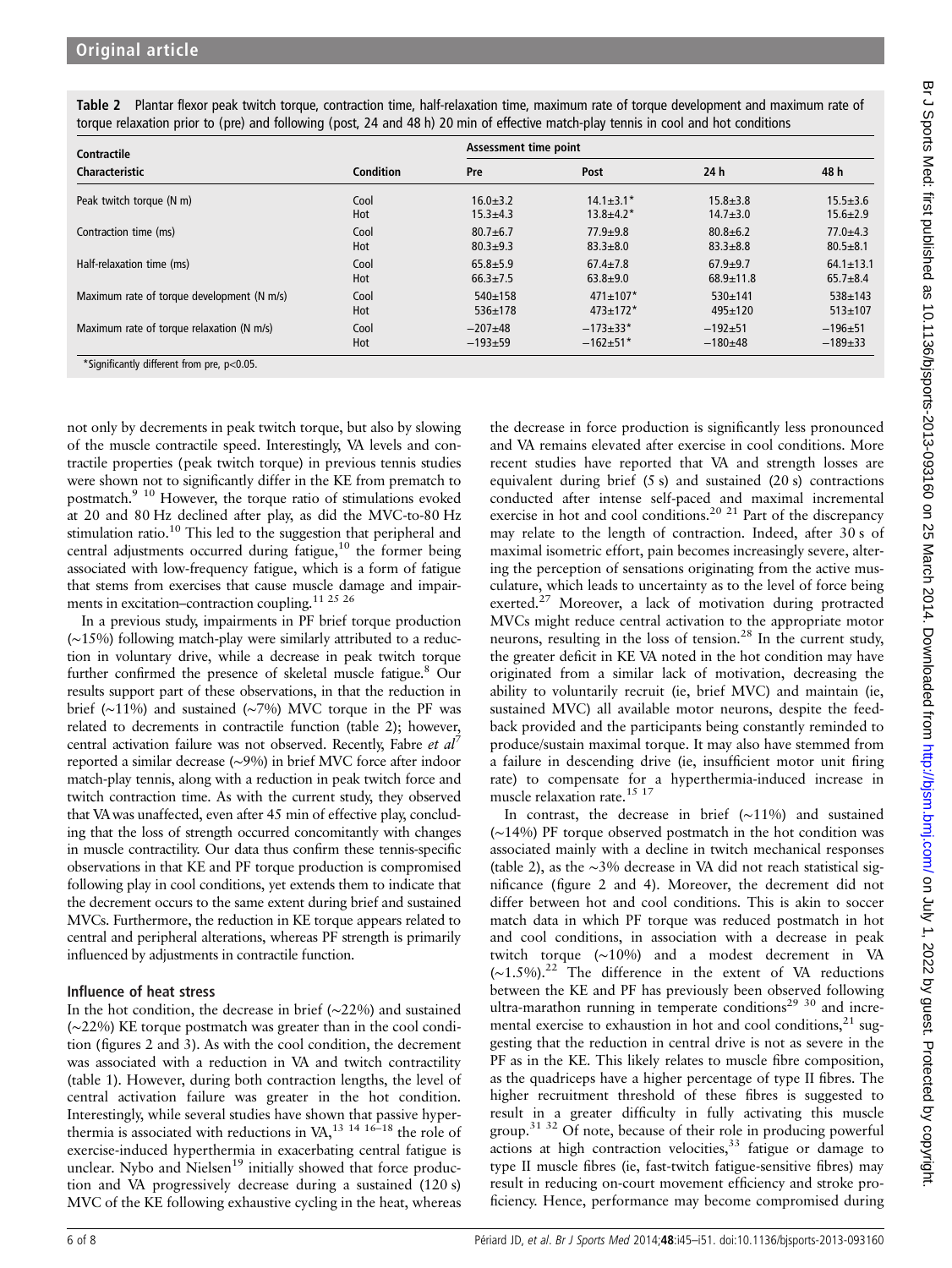**Table 2** Plantar flexor peak twitch torque, contraction time, half-relaxation time, maximum rate of torque development and maximum rate of torque relaxation prior to (pre) and following (post, 24 and 48 h) 20 min of effective match-play tennis in cool and hot conditions

| Contractile Characteristic | Condition | Pre | Post | 24 h | 48 h |
|---|---|---|---|---|---|
| Peak twitch torque (N m) | Cool | 16.0±3.2 | 14.1±3.1* | 15.8±3.8 | 15.5±3.6 |
| | Hot | 15.3±4.3 | 13.8±4.2* | 14.7±3.0 | 15.6±2.9 |
| Contraction time (ms) | Cool | 80.7±6.7 | 77.9±9.8 | 80.8±6.2 | 77.0±4.3 |
| | Hot | 80.3±9.3 | 83.3±8.0 | 83.3±8.8 | 80.5±8.1 |
| Half-relaxation time (ms) | Cool | 65.8±5.9 | 67.4±7.8 | 67.9±9.7 | 64.1±13.1 |
| | Hot | 66.3±7.5 | 63.8±9.0 | 68.9±11.8 | 65.7±8.4 |
| Maximum rate of torque development (N m/s) | Cool | 540±158 | 471±107* | 530±141 | 538±143 |
| | Hot | 536±178 | 473±172* | 495±120 | 513±107 |
| Maximum rate of torque relaxation (N m/s) | Cool | −207±48 | −173±33* | −192±51 | −196±51 |
| | Hot | −193±59 | −162±51* | −180±48 | −189±33 |

*Significantly different from pre, p<0.05.

not only by decrements in peak twitch torque, but also by slowing of the muscle contractile speed. Interestingly, VA levels and contractile properties (peak twitch torque) in previous tennis studies were shown not to significantly differ in the KE from prematch to postmatch.[9,10] However, the torque ratio of stimulations evoked at 20 and 80 Hz declined after play, as did the MVC-to-80 Hz stimulation ratio.[10] This led to the suggestion that peripheral and central adjustments occurred during fatigue,[10] the former being associated with low-frequency fatigue, which is a form of fatigue that stems from exercises that cause muscle damage and impairments in excitation–contraction coupling.[11,25,26]

In a previous study, impairments in PF brief torque production (~15%) following match-play were similarly attributed to a reduction in voluntary drive, while a decrease in peak twitch torque further confirmed the presence of skeletal muscle fatigue.[8] Our results support part of these observations, in that the reduction in brief (~11%) and sustained (~7%) MVC torque in the PF was related to decrements in contractile function (table 2); however, central activation failure was not observed. Recently, Fabre *et al*[7] reported a similar decrease (~9%) in brief MVC force after indoor match-play tennis, along with a reduction in peak twitch force and twitch contraction time. As with the current study, they observed that VA was unaffected, even after 45 min of effective play, concluding that the loss of strength occurred concomitantly with changes in muscle contractility. Our data thus confirm these tennis-specific observations in that KE and PF torque production is compromised following play in cool conditions, yet extends them to indicate that the decrement occurs to the same extent during brief and sustained MVCs. Furthermore, the reduction in KE torque appears related to central and peripheral alterations, whereas PF strength is primarily influenced by adjustments in contractile function.

### Influence of heat stress

In the hot condition, the decrease in brief (~22%) and sustained (~22%) KE torque postmatch was greater than in the cool condition (figures 2 and 3). As with the cool condition, the decrement was associated with a reduction in VA and twitch contractility (table 1). However, during both contraction lengths, the level of central activation failure was greater in the hot condition. Interestingly, while several studies have shown that passive hyperthermia is associated with reductions in VA,[13,14,16–18] the role of exercise-induced hyperthermia in exacerbating central fatigue is unclear. Nybo and Nielsen[19] initially showed that force production and VA progressively decrease during a sustained (120 s) MVC of the KE following exhaustive cycling in the heat, whereas the decrease in force production is significantly less pronounced and VA remains elevated after exercise in cool conditions. More recent studies have reported that VA and strength losses are equivalent during brief (5 s) and sustained (20 s) contractions conducted after intense self-paced and maximal incremental exercise in hot and cool conditions.[20,21] Part of the discrepancy may relate to the length of contraction. Indeed, after 30 s of maximal isometric effort, pain becomes increasingly severe, altering the perception of sensations originating from the active musculature, which leads to uncertainty as to the level of force being exerted.[27] Moreover, a lack of motivation during protracted MVCs might reduce central activation to the appropriate motor neurons, resulting in the loss of tension.[28] In the current study, the greater deficit in KE VA noted in the hot condition may have originated from a similar lack of motivation, decreasing the ability to voluntarily recruit (ie, brief MVC) and maintain (ie, sustained MVC) all available motor neurons, despite the feedback provided and the participants being constantly reminded to produce/sustain maximal torque. It may also have stemmed from a failure in descending drive (ie, insufficient motor unit firing rate) to compensate for a hyperthermia-induced increase in muscle relaxation rate.[15,17]

In contrast, the decrease in brief (~11%) and sustained (~14%) PF torque observed postmatch in the hot condition was associated mainly with a decline in twitch mechanical responses (table 2), as the ~3% decrease in VA did not reach statistical significance (figure 2 and 4). Moreover, the decrement did not differ between hot and cool conditions. This is akin to soccer match data in which PF torque was reduced postmatch in hot and cool conditions, in association with a decrease in peak twitch torque (~10%) and a modest decrement in VA (~1.5%).[22] The difference in the extent of VA reductions between the KE and PF has previously been observed following ultra-marathon running in temperate conditions[29,30] and incremental exercise to exhaustion in hot and cool conditions,[21] suggesting that the reduction in central drive is not as severe in the PF as in the KE. This likely relates to muscle fibre composition, as the quadriceps have a higher percentage of type II fibres. The higher recruitment threshold of these fibres is suggested to result in a greater difficulty in fully activating this muscle group.[31,32] Of note, because of their role in producing powerful actions at high contraction velocities,[33] fatigue or damage to type II muscle fibres (ie, fast-twitch fatigue-sensitive fibres) may result in reducing on-court movement efficiency and stroke proficiency. Hence, performance may become compromised during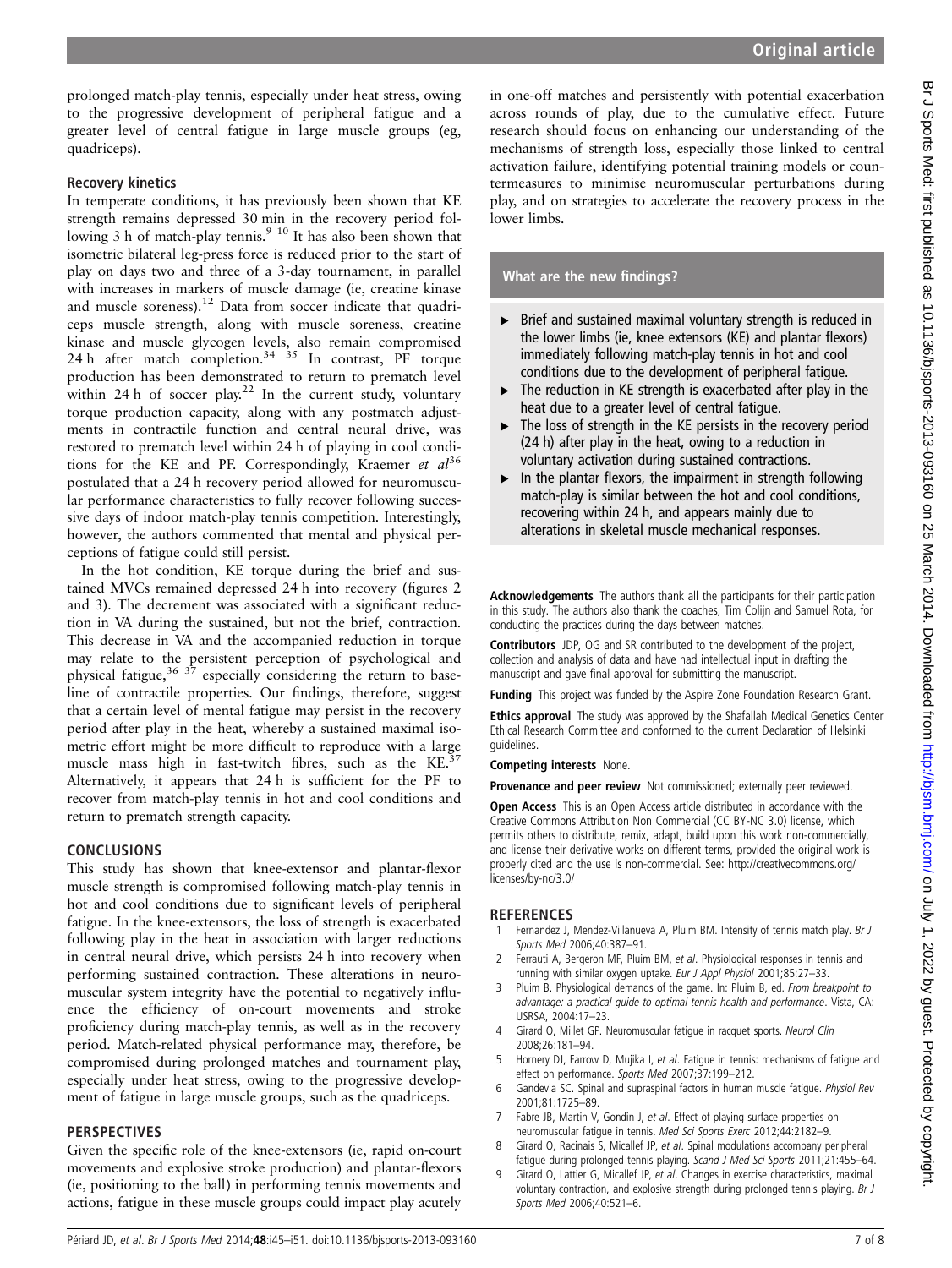prolonged match-play tennis, especially under heat stress, owing to the progressive development of peripheral fatigue and a greater level of central fatigue in large muscle groups (eg, quadriceps).

### Recovery kinetics

In temperate conditions, it has previously been shown that KE strength remains depressed 30 min in the recovery period following 3 h of match-play tennis.[9 10] It has also been shown that isometric bilateral leg-press force is reduced prior to the start of play on days two and three of a 3-day tournament, in parallel with increases in markers of muscle damage (ie, creatine kinase and muscle soreness).[12] Data from soccer indicate that quadriceps muscle strength, along with muscle soreness, creatine kinase and muscle glycogen levels, also remain compromised 24 h after match completion.[34 35] In contrast, PF torque production has been demonstrated to return to prematch level within 24 h of soccer play.[22] In the current study, voluntary torque production capacity, along with any postmatch adjustments in contractile function and central neural drive, was restored to prematch level within 24 h of playing in cool conditions for the KE and PF. Correspondingly, Kraemer *et al*[36] postulated that a 24 h recovery period allowed for neuromuscular performance characteristics to fully recover following successive days of indoor match-play tennis competition. Interestingly, however, the authors commented that mental and physical perceptions of fatigue could still persist.

In the hot condition, KE torque during the brief and sustained MVCs remained depressed 24 h into recovery (figures 2 and 3). The decrement was associated with a significant reduction in VA during the sustained, but not the brief, contraction. This decrease in VA and the accompanied reduction in torque may relate to the persistent perception of psychological and physical fatigue,[36 37] especially considering the return to baseline of contractile properties. Our findings, therefore, suggest that a certain level of mental fatigue may persist in the recovery period after play in the heat, whereby a sustained maximal isometric effort might be more difficult to reproduce with a large muscle mass high in fast-twitch fibres, such as the KE.[37] Alternatively, it appears that 24 h is sufficient for the PF to recover from match-play tennis in hot and cool conditions and return to prematch strength capacity.

## CONCLUSIONS

This study has shown that knee-extensor and plantar-flexor muscle strength is compromised following match-play tennis in hot and cool conditions due to significant levels of peripheral fatigue. In the knee-extensors, the loss of strength is exacerbated following play in the heat in association with larger reductions in central neural drive, which persists 24 h into recovery when performing sustained contraction. These alterations in neuromuscular system integrity have the potential to negatively influence the efficiency of on-court movements and stroke proficiency during match-play tennis, as well as in the recovery period. Match-related physical performance may, therefore, be compromised during prolonged matches and tournament play, especially under heat stress, owing to the progressive development of fatigue in large muscle groups, such as the quadriceps.

## PERSPECTIVES

Given the specific role of the knee-extensors (ie, rapid on-court movements and explosive stroke production) and plantar-flexors (ie, positioning to the ball) in performing tennis movements and actions, fatigue in these muscle groups could impact play acutely in one-off matches and persistently with potential exacerbation across rounds of play, due to the cumulative effect. Future research should focus on enhancing our understanding of the mechanisms of strength loss, especially those linked to central activation failure, identifying potential training models or countermeasures to minimise neuromuscular perturbations during play, and on strategies to accelerate the recovery process in the lower limbs.

### What are the new findings?

- Brief and sustained maximal voluntary strength is reduced in the lower limbs (ie, knee extensors (KE) and plantar flexors) immediately following match-play tennis in hot and cool conditions due to the development of peripheral fatigue.
- The reduction in KE strength is exacerbated after play in the heat due to a greater level of central fatigue.
- The loss of strength in the KE persists in the recovery period (24 h) after play in the heat, owing to a reduction in voluntary activation during sustained contractions.
- In the plantar flexors, the impairment in strength following match-play is similar between the hot and cool conditions, recovering within 24 h, and appears mainly due to alterations in skeletal muscle mechanical responses.

**Acknowledgements** The authors thank all the participants for their participation in this study. The authors also thank the coaches, Tim Colijn and Samuel Rota, for conducting the practices during the days between matches.

**Contributors** JDP, OG and SR contributed to the development of the project, collection and analysis of data and have had intellectual input in drafting the manuscript and gave final approval for submitting the manuscript.

**Funding** This project was funded by the Aspire Zone Foundation Research Grant.

**Ethics approval** The study was approved by the Shafallah Medical Genetics Center Ethical Research Committee and conformed to the current Declaration of Helsinki guidelines.

**Competing interests** None.

**Provenance and peer review** Not commissioned; externally peer reviewed.

**Open Access** This is an Open Access article distributed in accordance with the Creative Commons Attribution Non Commercial (CC BY-NC 3.0) license, which permits others to distribute, remix, adapt, build upon this work non-commercially, and license their derivative works on different terms, provided the original work is properly cited and the use is non-commercial. See: http://creativecommons.org/licenses/by-nc/3.0/

## REFERENCES

1. Fernandez J, Mendez-Villanueva A, Pluim BM. Intensity of tennis match play. *Br J Sports Med* 2006;40:387–91.
2. Ferrauti A, Bergeron MF, Pluim BM, *et al*. Physiological responses in tennis and running with similar oxygen uptake. *Eur J Appl Physiol* 2001;85:27–33.
3. Pluim B. Physiological demands of the game. In: Pluim B, ed. *From breakpoint to advantage: a practical guide to optimal tennis health and performance*. Vista, CA: USRSA, 2004:17–23.
4. Girard O, Millet GP. Neuromuscular fatigue in racquet sports. *Neurol Clin* 2008;26:181–94.
5. Hornery DJ, Farrow D, Mujika I, *et al*. Fatigue in tennis: mechanisms of fatigue and effect on performance. *Sports Med* 2007;37:199–212.
6. Gandevia SC. Spinal and supraspinal factors in human muscle fatigue. *Physiol Rev* 2001;81:1725–89.
7. Fabre JB, Martin V, Gondin J, *et al*. Effect of playing surface properties on neuromuscular fatigue in tennis. *Med Sci Sports Exerc* 2012;44:2182–9.
8. Girard O, Racinais S, Micallef JP, *et al*. Spinal modulations accompany peripheral fatigue during prolonged tennis playing. *Scand J Med Sci Sports* 2011;21:455–64.
9. Girard O, Lattier G, Micallef JP, *et al*. Changes in exercise characteristics, maximal voluntary contraction, and explosive strength during prolonged tennis playing. *Br J Sports Med* 2006;40:521–6.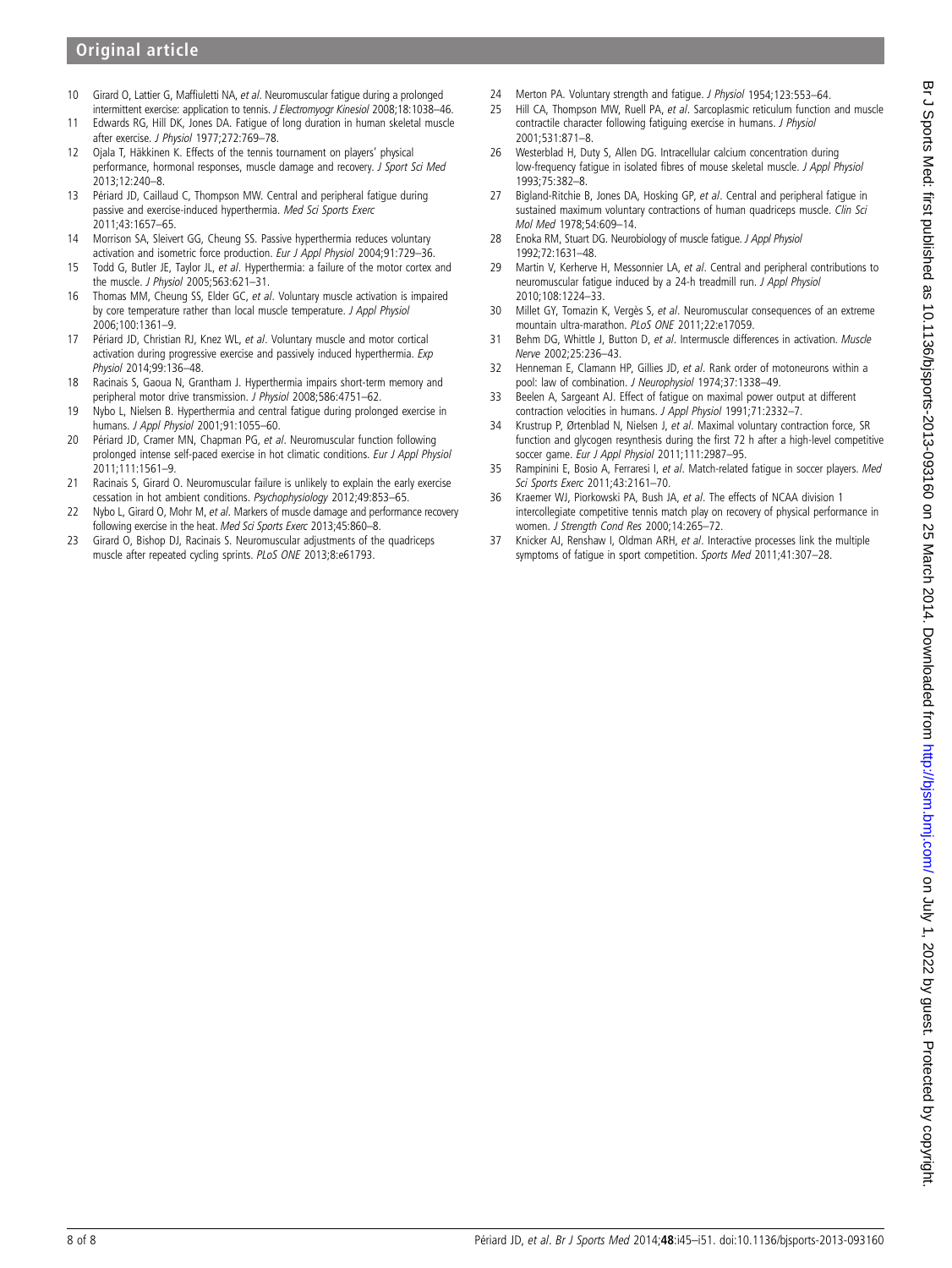10 Girard O, Lattier G, Maffiuletti NA, *et al*. Neuromuscular fatigue during a prolonged intermittent exercise: application to tennis. *J Electromyogr Kinesiol* 2008;18:1038–46.
11 Edwards RG, Hill DK, Jones DA. Fatigue of long duration in human skeletal muscle after exercise. *J Physiol* 1977;272:769–78.
12 Ojala T, Häkkinen K. Effects of the tennis tournament on players' physical performance, hormonal responses, muscle damage and recovery. *J Sport Sci Med* 2013;12:240–8.
13 Périard JD, Caillaud C, Thompson MW. Central and peripheral fatigue during passive and exercise-induced hyperthermia. *Med Sci Sports Exerc* 2011;43:1657–65.
14 Morrison SA, Sleivert GG, Cheung SS. Passive hyperthermia reduces voluntary activation and isometric force production. *Eur J Appl Physiol* 2004;91:729–36.
15 Todd G, Butler JE, Taylor JL, *et al*. Hyperthermia: a failure of the motor cortex and the muscle. *J Physiol* 2005;563:621–31.
16 Thomas MM, Cheung SS, Elder GC, *et al*. Voluntary muscle activation is impaired by core temperature rather than local muscle temperature. *J Appl Physiol* 2006;100:1361–9.
17 Périard JD, Christian RJ, Knez WL, *et al*. Voluntary muscle and motor cortical activation during progressive exercise and passively induced hyperthermia. *Exp Physiol* 2014;99:136–48.
18 Racinais S, Gaoua N, Grantham J. Hyperthermia impairs short-term memory and peripheral motor drive transmission. *J Physiol* 2008;586:4751–62.
19 Nybo L, Nielsen B. Hyperthermia and central fatigue during prolonged exercise in humans. *J Appl Physiol* 2001;91:1055–60.
20 Périard JD, Cramer MN, Chapman PG, *et al*. Neuromuscular function following prolonged intense self-paced exercise in hot climatic conditions. *Eur J Appl Physiol* 2011;111:1561–9.
21 Racinais S, Girard O. Neuromuscular failure is unlikely to explain the early exercise cessation in hot ambient conditions. *Psychophysiology* 2012;49:853–65.
22 Nybo L, Girard O, Mohr M, *et al*. Markers of muscle damage and performance recovery following exercise in the heat. *Med Sci Sports Exerc* 2013;45:860–8.
23 Girard O, Bishop DJ, Racinais S. Neuromuscular adjustments of the quadriceps muscle after repeated cycling sprints. *PLoS ONE* 2013;8:e61793.
24 Merton PA. Voluntary strength and fatigue. *J Physiol* 1954;123:553–64.
25 Hill CA, Thompson MW, Ruell PA, *et al*. Sarcoplasmic reticulum function and muscle contractile character following fatiguing exercise in humans. *J Physiol* 2001;531:871–8.
26 Westerblad H, Duty S, Allen DG. Intracellular calcium concentration during low-frequency fatigue in isolated fibres of mouse skeletal muscle. *J Appl Physiol* 1993;75:382–8.
27 Bigland-Ritchie B, Jones DA, Hosking GP, *et al*. Central and peripheral fatigue in sustained maximum voluntary contractions of human quadriceps muscle. *Clin Sci Mol Med* 1978;54:609–14.
28 Enoka RM, Stuart DG. Neurobiology of muscle fatigue. *J Appl Physiol* 1992;72:1631–48.
29 Martin V, Kerherve H, Messonnier LA, *et al*. Central and peripheral contributions to neuromuscular fatigue induced by a 24-h treadmill run. *J Appl Physiol* 2010;108:1224–33.
30 Millet GY, Tomazin K, Vergès S, *et al*. Neuromuscular consequences of an extreme mountain ultra-marathon. *PLoS ONE* 2011;22:e17059.
31 Behm DG, Whittle J, Button D, *et al*. Intermuscle differences in activation. *Muscle Nerve* 2002;25:236–43.
32 Henneman E, Clamann HP, Gillies JD, *et al*. Rank order of motoneurons within a pool: law of combination. *J Neurophysiol* 1974;37:1338–49.
33 Beelen A, Sargeant AJ. Effect of fatigue on maximal power output at different contraction velocities in humans. *J Appl Physiol* 1991;71:2332–7.
34 Krustrup P, Ørtenblad N, Nielsen J, *et al*. Maximal voluntary contraction force, SR function and glycogen resynthesis during the first 72 h after a high-level competitive soccer game. *Eur J Appl Physiol* 2011;111:2987–95.
35 Rampinini E, Bosio A, Ferraresi I, *et al*. Match-related fatigue in soccer players. *Med Sci Sports Exerc* 2011;43:2161–70.
36 Kraemer WJ, Piorkowski PA, Bush JA, *et al*. The effects of NCAA division 1 intercollegiate competitive tennis match play on recovery of physical performance in women. *J Strength Cond Res* 2000;14:265–72.
37 Knicker AJ, Renshaw I, Oldman ARH, *et al*. Interactive processes link the multiple symptoms of fatigue in sport competition. *Sports Med* 2011;41:307–28.